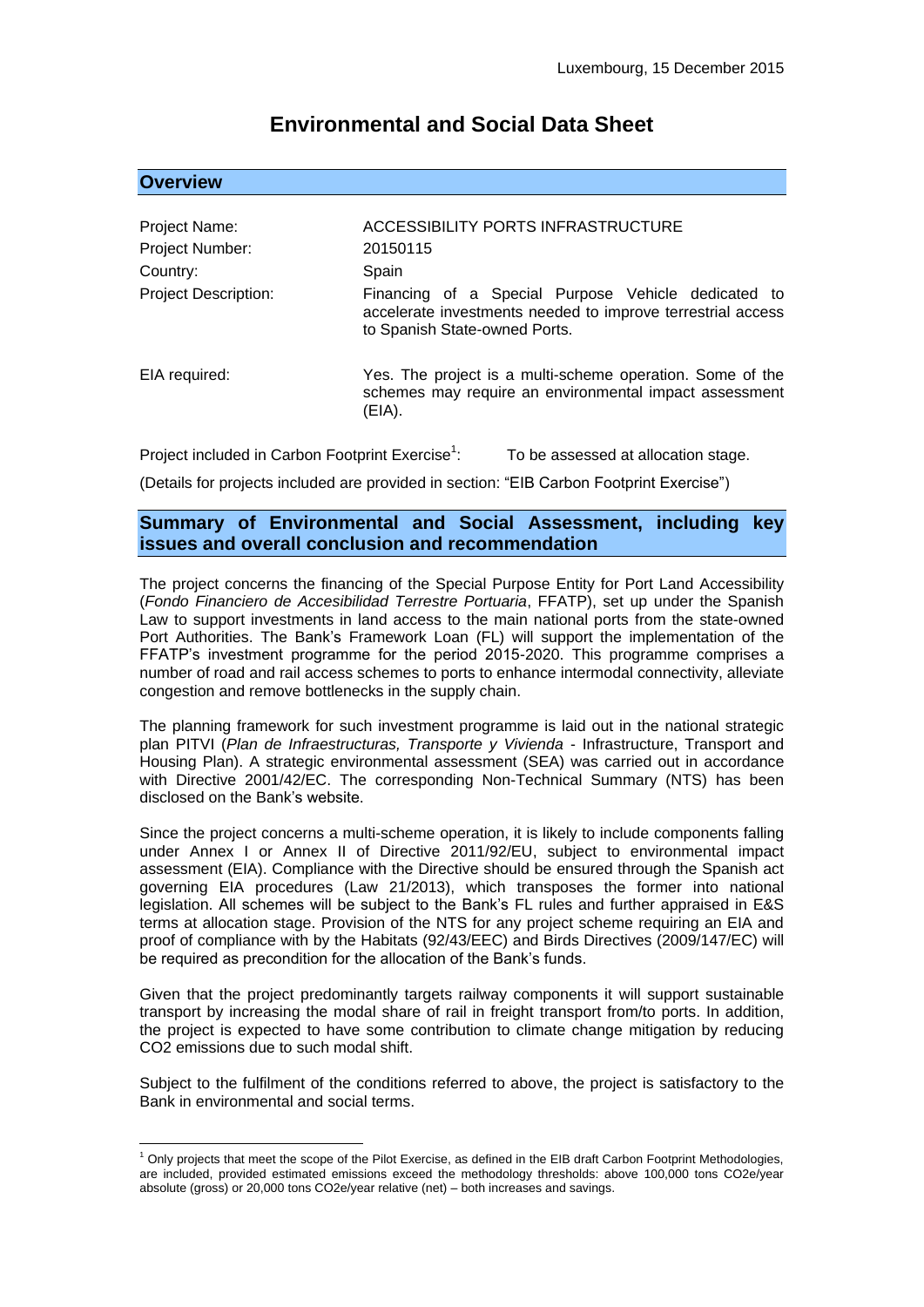Luxembourg, 15 December 2015

# Environmental and Social Data Sheet

## Overview

| | |
|---|---|
| Project Name: | ACCESSIBILITY PORTS INFRASTRUCTURE |
| Project Number: | 20150115 |
| Country: | Spain |
| Project Description: | Financing of a Special Purpose Vehicle dedicated to accelerate investments needed to improve terrestrial access to Spanish State-owned Ports. |
| EIA required: | Yes. The project is a multi-scheme operation. Some of the schemes may require an environmental impact assessment (EIA). |

Project included in Carbon Footprint Exercise[1]: To be assessed at allocation stage.

(Details for projects included are provided in section: "EIB Carbon Footprint Exercise")

## Summary of Environmental and Social Assessment, including key issues and overall conclusion and recommendation

The project concerns the financing of the Special Purpose Entity for Port Land Accessibility (*Fondo Financiero de Accesibilidad Terrestre Portuaria*, FFATP), set up under the Spanish Law to support investments in land access to the main national ports from the state-owned Port Authorities. The Bank's Framework Loan (FL) will support the implementation of the FFATP's investment programme for the period 2015-2020. This programme comprises a number of road and rail access schemes to ports to enhance intermodal connectivity, alleviate congestion and remove bottlenecks in the supply chain.

The planning framework for such investment programme is laid out in the national strategic plan PITVI (*Plan de Infraestructuras, Transporte y Vivienda* - Infrastructure, Transport and Housing Plan). A strategic environmental assessment (SEA) was carried out in accordance with Directive 2001/42/EC. The corresponding Non-Technical Summary (NTS) has been disclosed on the Bank's website.

Since the project concerns a multi-scheme operation, it is likely to include components falling under Annex I or Annex II of Directive 2011/92/EU, subject to environmental impact assessment (EIA). Compliance with the Directive should be ensured through the Spanish act governing EIA procedures (Law 21/2013), which transposes the former into national legislation. All schemes will be subject to the Bank's FL rules and further appraised in E&S terms at allocation stage. Provision of the NTS for any project scheme requiring an EIA and proof of compliance with by the Habitats (92/43/EEC) and Birds Directives (2009/147/EC) will be required as precondition for the allocation of the Bank's funds.

Given that the project predominantly targets railway components it will support sustainable transport by increasing the modal share of rail in freight transport from/to ports. In addition, the project is expected to have some contribution to climate change mitigation by reducing $CO_2$ emissions due to such modal shift.

Subject to the fulfilment of the conditions referred to above, the project is satisfactory to the Bank in environmental and social terms.

---

[1] Only projects that meet the scope of the Pilot Exercise, as defined in the EIB draft Carbon Footprint Methodologies, are included, provided estimated emissions exceed the methodology thresholds: above 100,000 tons $CO_2e$/year absolute (gross) or 20,000 tons $CO_2e$/year relative (net) – both increases and savings.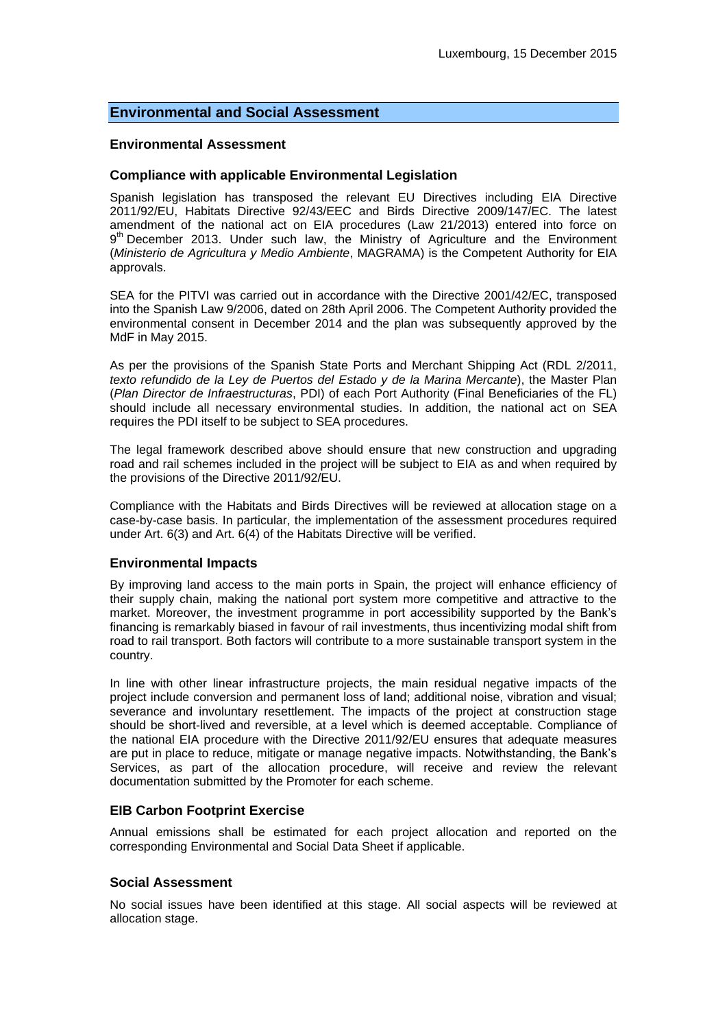Luxembourg, 15 December 2015

## Environmental and Social Assessment

### Environmental Assessment

### Compliance with applicable Environmental Legislation

Spanish legislation has transposed the relevant EU Directives including EIA Directive 2011/92/EU, Habitats Directive 92/43/EEC and Birds Directive 2009/147/EC. The latest amendment of the national act on EIA procedures (Law 21/2013) entered into force on 9th December 2013. Under such law, the Ministry of Agriculture and the Environment (*Ministerio de Agricultura y Medio Ambiente*, MAGRAMA) is the Competent Authority for EIA approvals.

SEA for the PITVI was carried out in accordance with the Directive 2001/42/EC, transposed into the Spanish Law 9/2006, dated on 28th April 2006. The Competent Authority provided the environmental consent in December 2014 and the plan was subsequently approved by the MdF in May 2015.

As per the provisions of the Spanish State Ports and Merchant Shipping Act (RDL 2/2011, *texto refundido de la Ley de Puertos del Estado y de la Marina Mercante*), the Master Plan (*Plan Director de Infraestructuras*, PDI) of each Port Authority (Final Beneficiaries of the FL) should include all necessary environmental studies. In addition, the national act on SEA requires the PDI itself to be subject to SEA procedures.

The legal framework described above should ensure that new construction and upgrading road and rail schemes included in the project will be subject to EIA as and when required by the provisions of the Directive 2011/92/EU.

Compliance with the Habitats and Birds Directives will be reviewed at allocation stage on a case-by-case basis. In particular, the implementation of the assessment procedures required under Art. 6(3) and Art. 6(4) of the Habitats Directive will be verified.

### Environmental Impacts

By improving land access to the main ports in Spain, the project will enhance efficiency of their supply chain, making the national port system more competitive and attractive to the market. Moreover, the investment programme in port accessibility supported by the Bank's financing is remarkably biased in favour of rail investments, thus incentivizing modal shift from road to rail transport. Both factors will contribute to a more sustainable transport system in the country.

In line with other linear infrastructure projects, the main residual negative impacts of the project include conversion and permanent loss of land; additional noise, vibration and visual; severance and involuntary resettlement. The impacts of the project at construction stage should be short-lived and reversible, at a level which is deemed acceptable. Compliance of the national EIA procedure with the Directive 2011/92/EU ensures that adequate measures are put in place to reduce, mitigate or manage negative impacts. Notwithstanding, the Bank's Services, as part of the allocation procedure, will receive and review the relevant documentation submitted by the Promoter for each scheme.

### EIB Carbon Footprint Exercise

Annual emissions shall be estimated for each project allocation and reported on the corresponding Environmental and Social Data Sheet if applicable.

### Social Assessment

No social issues have been identified at this stage. All social aspects will be reviewed at allocation stage.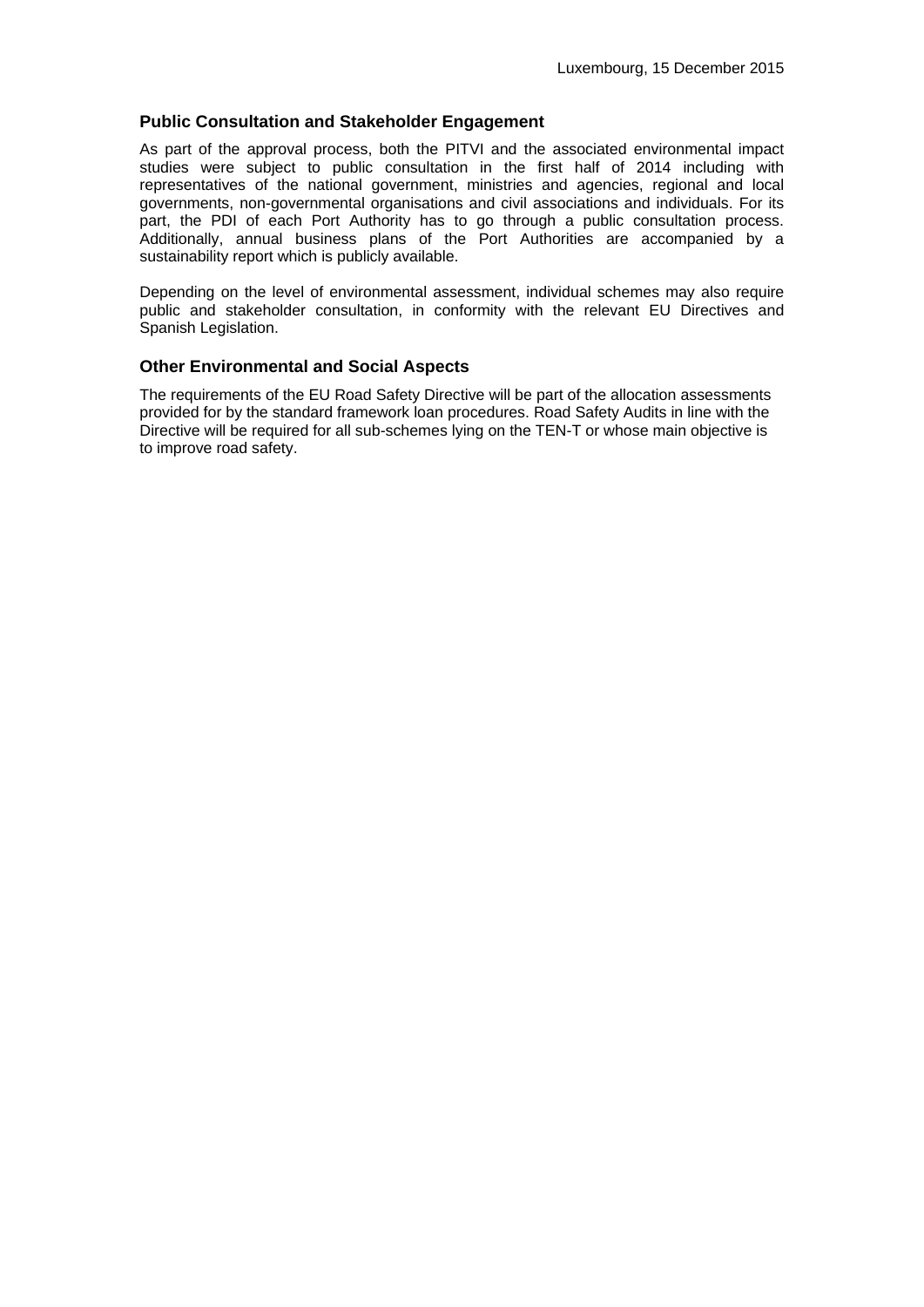Luxembourg, 15 December 2015

### Public Consultation and Stakeholder Engagement

As part of the approval process, both the PITVI and the associated environmental impact studies were subject to public consultation in the first half of 2014 including with representatives of the national government, ministries and agencies, regional and local governments, non-governmental organisations and civil associations and individuals. For its part, the PDI of each Port Authority has to go through a public consultation process. Additionally, annual business plans of the Port Authorities are accompanied by a sustainability report which is publicly available.

Depending on the level of environmental assessment, individual schemes may also require public and stakeholder consultation, in conformity with the relevant EU Directives and Spanish Legislation.

### Other Environmental and Social Aspects

The requirements of the EU Road Safety Directive will be part of the allocation assessments provided for by the standard framework loan procedures. Road Safety Audits in line with the Directive will be required for all sub-schemes lying on the TEN-T or whose main objective is to improve road safety.